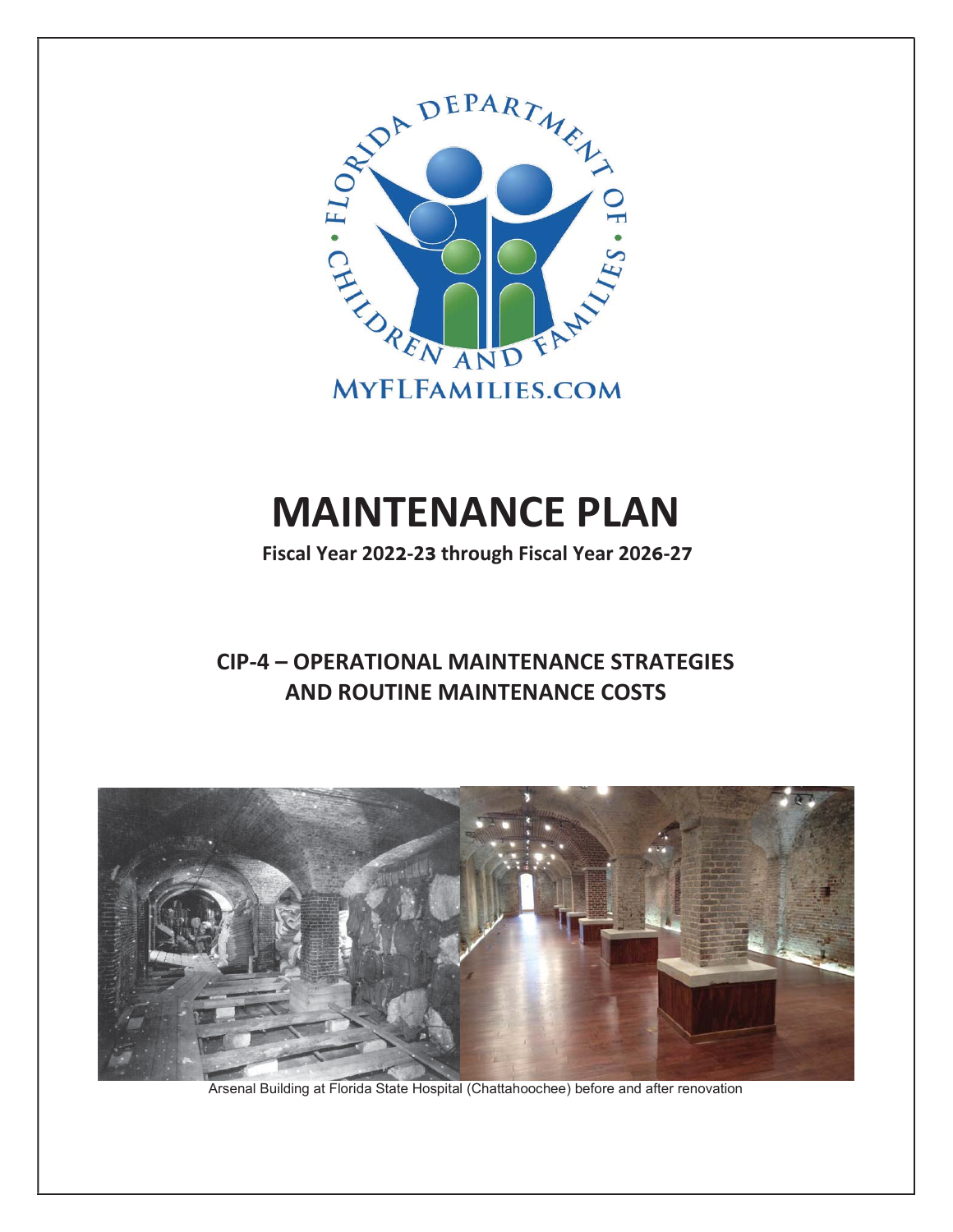# MAINTENANCE PLAN

**Fiscal Year 2022-23 through Fiscal Year 2026-27**

## CIP-4 – OPERATIONAL MAINTENANCE STRATEGIES AND ROUTINE MAINTENANCE COSTS

Arsenal Building at Florida State Hospital (Chattahoochee) before and after renovation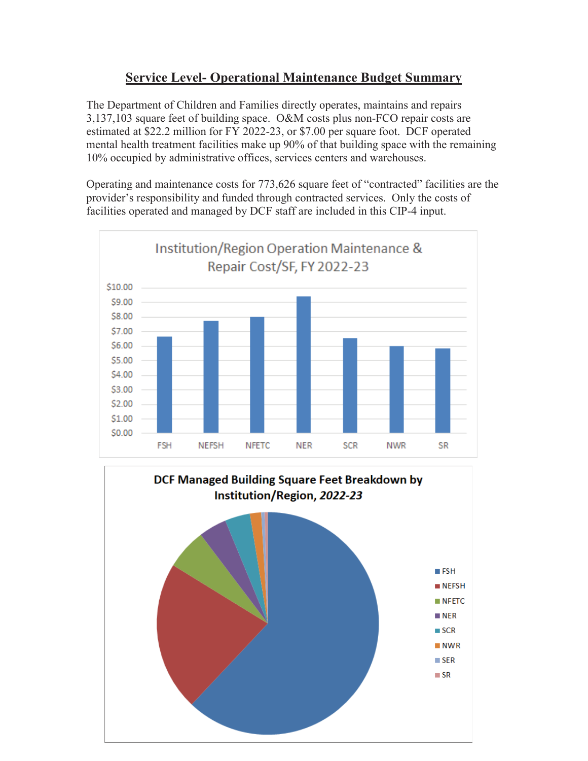# Service Level- Operational Maintenance Budget Summary

The Department of Children and Families directly operates, maintains and repairs 3,137,103 square feet of building space. O&M costs plus non-FCO repair costs are estimated at $22.2 million for FY 2022-23, or $7.00 per square foot. DCF operated mental health treatment facilities make up 90% of that building space with the remaining 10% occupied by administrative offices, services centers and warehouses.

Operating and maintenance costs for 773,626 square feet of "contracted" facilities are the provider's responsibility and funded through contracted services. Only the costs of facilities operated and managed by DCF staff are included in this CIP-4 input.

Institution/Region Operation Maintenance & Repair Cost/SF, FY 2022-23

DCF Managed Building Square Feet Breakdown by Institution/Region, *2022-23*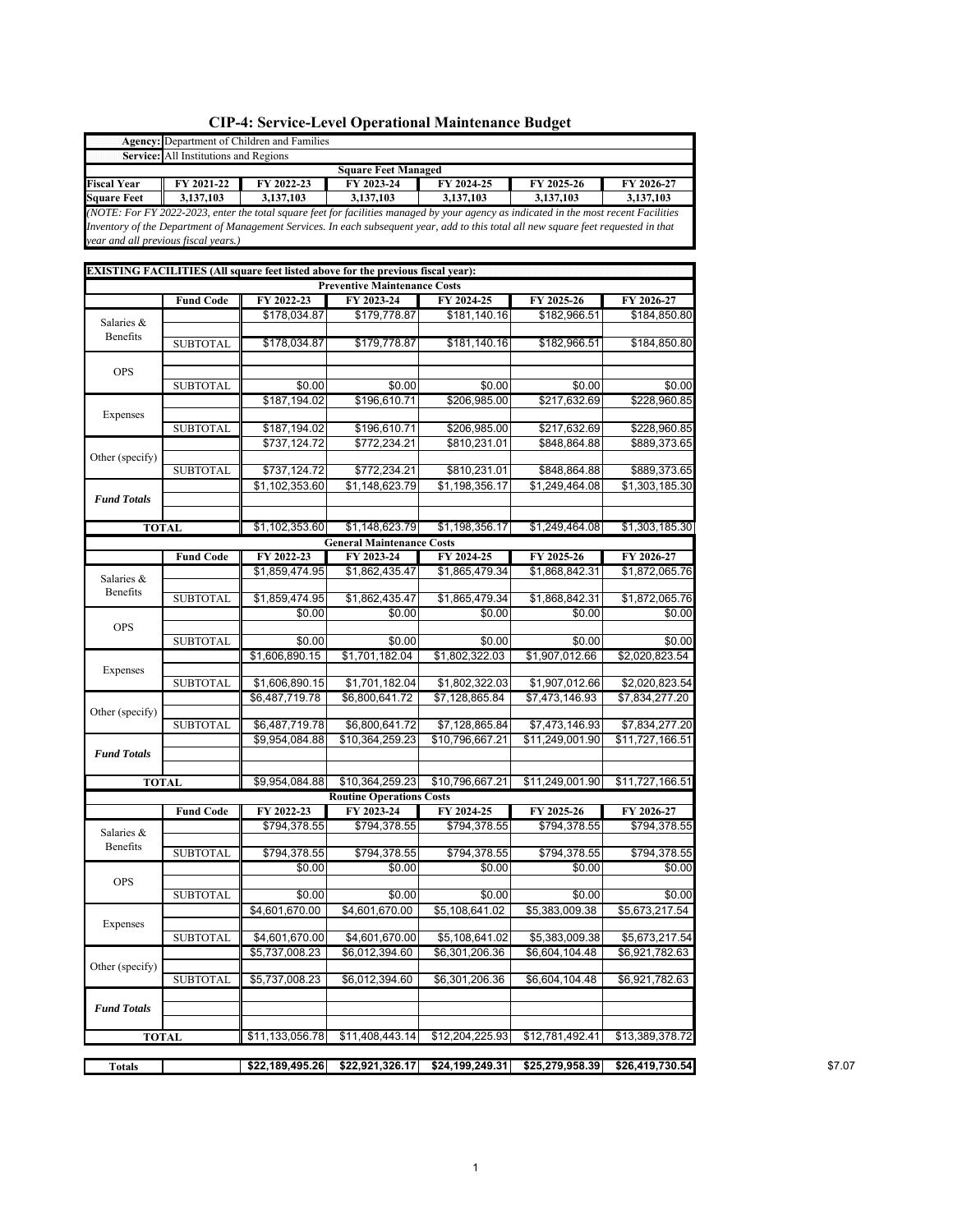# CIP-4: Service-Level Operational Maintenance Budget

| **Agency:** | Department of Children and Families | | | | | |
|---|---|---|---|---|---|---|
| **Service:** | All Institutions and Regions | | | | | |
| | | | **Square Feet Managed** | | | |
| **Fiscal Year** | **FY 2021-22** | **FY 2022-23** | **FY 2023-24** | **FY 2024-25** | **FY 2025-26** | **FY 2026-27** |
| **Square Feet** | **3,137,103** | **3,137,103** | **3,137,103** | **3,137,103** | **3,137,103** | **3,137,103** |

*(NOTE: For FY 2022-2023, enter the total square feet for facilities managed by your agency as indicated in the most recent Facilities Inventory of the Department of Management Services. In each subsequent year, add to this total all new square feet requested in that year and all previous fiscal years.)*

**EXISTING FACILITIES (All square feet listed above for the previous fiscal year):**

| | | | **Preventive Maintenance Costs** | | | |
|---|---|---|---|---|---|---|
| | **Fund Code** | **FY 2022-23** | **FY 2023-24** | **FY 2024-25** | **FY 2025-26** | **FY 2026-27** |
| Salaries & Benefits | | $178,034.87 | $179,778.87 | $181,140.16 | $182,966.51 | $184,850.80 |
| | | | | | | |
| | SUBTOTAL | $178,034.87 | $179,778.87 | $181,140.16 | $182,966.51 | $184,850.80 |
| OPS | | | | | | |
| | | | | | | |
| | SUBTOTAL | $0.00 | $0.00 | $0.00 | $0.00 | $0.00 |
| Expenses | | $187,194.02 | $196,610.71 | $206,985.00 | $217,632.69 | $228,960.85 |
| | | | | | | |
| | SUBTOTAL | $187,194.02 | $196,610.71 | $206,985.00 | $217,632.69 | $228,960.85 |
| Other (specify) | | $737,124.72 | $772,234.21 | $810,231.01 | $848,864.88 | $889,373.65 |
| | | | | | | |
| | SUBTOTAL | $737,124.72 | $772,234.21 | $810,231.01 | $848,864.88 | $889,373.65 |
| ***Fund Totals*** | | $1,102,353.60 | $1,148,623.79 | $1,198,356.17 | $1,249,464.08 | $1,303,185.30 |
| | | | | | | |
| | | | | | | |
| **TOTAL** | | $1,102,353.60 | $1,148,623.79 | $1,198,356.17 | $1,249,464.08 | $1,303,185.30 |
| | | | **General Maintenance Costs** | | | |
| | **Fund Code** | **FY 2022-23** | **FY 2023-24** | **FY 2024-25** | **FY 2025-26** | **FY 2026-27** |
| Salaries & Benefits | | $1,859,474.95 | $1,862,435.47 | $1,865,479.34 | $1,868,842.31 | $1,872,065.76 |
| | | | | | | |
| | SUBTOTAL | $1,859,474.95 | $1,862,435.47 | $1,865,479.34 | $1,868,842.31 | $1,872,065.76 |
| OPS | | $0.00 | $0.00 | $0.00 | $0.00 | $0.00 |
| | | | | | | |
| | SUBTOTAL | $0.00 | $0.00 | $0.00 | $0.00 | $0.00 |
| Expenses | | $1,606,890.15 | $1,701,182.04 | $1,802,322.03 | $1,907,012.66 | $2,020,823.54 |
| | | | | | | |
| | SUBTOTAL | $1,606,890.15 | $1,701,182.04 | $1,802,322.03 | $1,907,012.66 | $2,020,823.54 |
| Other (specify) | | $6,487,719.78 | $6,800,641.72 | $7,128,865.84 | $7,473,146.93 | $7,834,277.20 |
| | | | | | | |
| | SUBTOTAL | $6,487,719.78 | $6,800,641.72 | $7,128,865.84 | $7,473,146.93 | $7,834,277.20 |
| ***Fund Totals*** | | $9,954,084.88 | $10,364,259.23 | $10,796,667.21 | $11,249,001.90 | $11,727,166.51 |
| | | | | | | |
| | | | | | | |
| **TOTAL** | | $9,954,084.88 | $10,364,259.23 | $10,796,667.21 | $11,249,001.90 | $11,727,166.51 |
| | | | **Routine Operations Costs** | | | |
| | **Fund Code** | **FY 2022-23** | **FY 2023-24** | **FY 2024-25** | **FY 2025-26** | **FY 2026-27** |
| Salaries & Benefits | | $794,378.55 | $794,378.55 | $794,378.55 | $794,378.55 | $794,378.55 |
| | | | | | | |
| | SUBTOTAL | $794,378.55 | $794,378.55 | $794,378.55 | $794,378.55 | $794,378.55 |
| OPS | | $0.00 | $0.00 | $0.00 | $0.00 | $0.00 |
| | | | | | | |
| | SUBTOTAL | $0.00 | $0.00 | $0.00 | $0.00 | $0.00 |
| Expenses | | $4,601,670.00 | $4,601,670.00 | $5,108,641.02 | $5,383,009.38 | $5,673,217.54 |
| | | | | | | |
| | SUBTOTAL | $4,601,670.00 | $4,601,670.00 | $5,108,641.02 | $5,383,009.38 | $5,673,217.54 |
| Other (specify) | | $5,737,008.23 | $6,012,394.60 | $6,301,206.36 | $6,604,104.48 | $6,921,782.63 |
| | | | | | | |
| | SUBTOTAL | $5,737,008.23 | $6,012,394.60 | $6,301,206.36 | $6,604,104.48 | $6,921,782.63 |
| ***Fund Totals*** | | | | | | |
| | | | | | | |
| | | | | | | |
| **TOTAL** | | $11,133,056.78 | $11,408,443.14 | $12,204,225.93 | $12,781,492.41 | $13,389,378.72 |

| **Totals** | | **$22,189,495.26** | **$22,921,326.17** | **$24,199,249.31** | **$25,279,958.39** | **$26,419,730.54** |
|---|---|---|---|---|---|---|

$7.07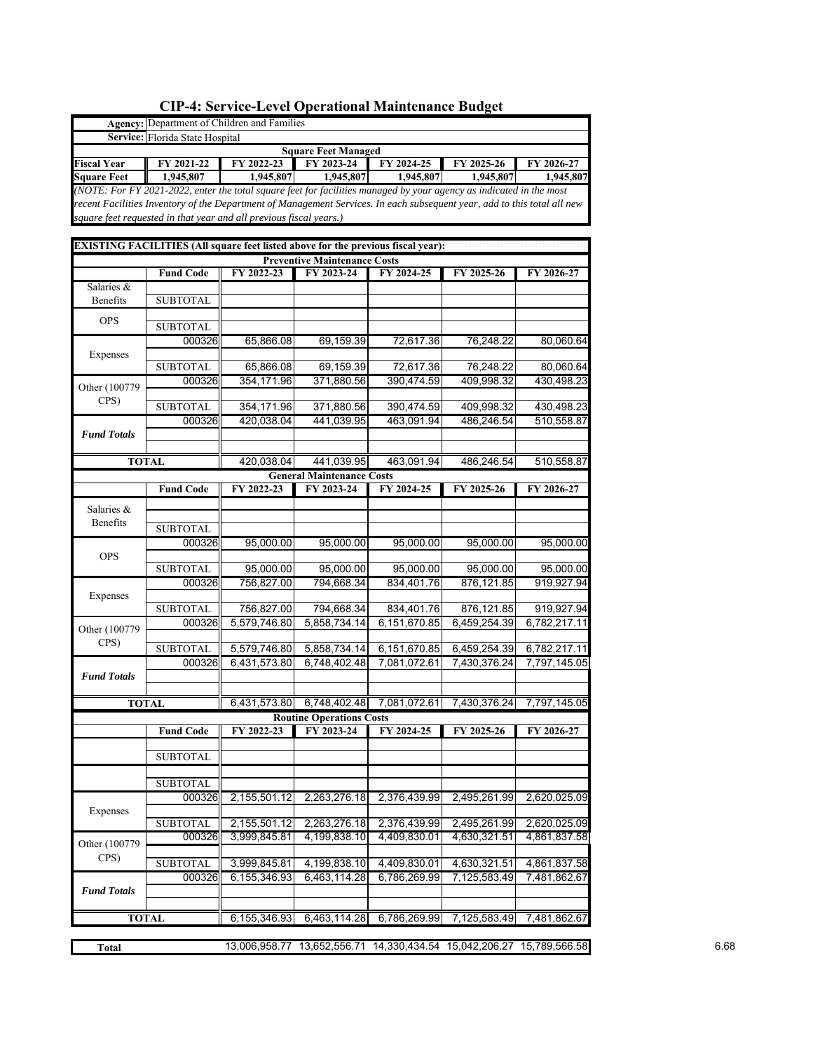# CIP-4: Service-Level Operational Maintenance Budget

| | |
|---|---|
| **Agency:** | Department of Children and Families |
| **Service:** | Florida State Hospital |

**Square Feet Managed**

| Fiscal Year | FY 2021-22 | FY 2022-23 | FY 2023-24 | FY 2024-25 | FY 2025-26 | FY 2026-27 |
|---|---|---|---|---|---|---|
| **Square Feet** | **1,945,807** | **1,945,807** | **1,945,807** | **1,945,807** | **1,945,807** | **1,945,807** |

*(NOTE: For FY 2021-2022, enter the total square feet for facilities managed by your agency as indicated in the most recent Facilities Inventory of the Department of Management Services. In each subsequent year, add to this total all new square feet requested in that year and all previous fiscal years.)*

**EXISTING FACILITIES (All square feet listed above for the previous fiscal year):**

**Preventive Maintenance Costs**

| | Fund Code | FY 2022-23 | FY 2023-24 | FY 2024-25 | FY 2025-26 | FY 2026-27 |
|---|---|---|---|---|---|---|
| Salaries & Benefits | | | | | | |
| | SUBTOTAL | | | | | |
| OPS | | | | | | |
| | SUBTOTAL | | | | | |
| Expenses | 000326 | 65,866.08 | 69,159.39 | 72,617.36 | 76,248.22 | 80,060.64 |
| | | | | | | |
| | SUBTOTAL | 65,866.08 | 69,159.39 | 72,617.36 | 76,248.22 | 80,060.64 |
| Other (100779 CPS) | 000326 | 354,171.96 | 371,880.56 | 390,474.59 | 409,998.32 | 430,498.23 |
| | | | | | | |
| | SUBTOTAL | 354,171.96 | 371,880.56 | 390,474.59 | 409,998.32 | 430,498.23 |
| ***Fund Totals*** | 000326 | 420,038.04 | 441,039.95 | 463,091.94 | 486,246.54 | 510,558.87 |
| | | | | | | |
| | | | | | | |
| **TOTAL** | | 420,038.04 | 441,039.95 | 463,091.94 | 486,246.54 | 510,558.87 |

**General Maintenance Costs**

| | Fund Code | FY 2022-23 | FY 2023-24 | FY 2024-25 | FY 2025-26 | FY 2026-27 |
|---|---|---|---|---|---|---|
| Salaries & Benefits | | | | | | |
| | | | | | | |
| | SUBTOTAL | | | | | |
| OPS | 000326 | 95,000.00 | 95,000.00 | 95,000.00 | 95,000.00 | 95,000.00 |
| | | | | | | |
| | SUBTOTAL | 95,000.00 | 95,000.00 | 95,000.00 | 95,000.00 | 95,000.00 |
| Expenses | 000326 | 756,827.00 | 794,668.34 | 834,401.76 | 876,121.85 | 919,927.94 |
| | | | | | | |
| | SUBTOTAL | 756,827.00 | 794,668.34 | 834,401.76 | 876,121.85 | 919,927.94 |
| Other (100779 CPS) | 000326 | 5,579,746.80 | 5,858,734.14 | 6,151,670.85 | 6,459,254.39 | 6,782,217.11 |
| | | | | | | |
| | SUBTOTAL | 5,579,746.80 | 5,858,734.14 | 6,151,670.85 | 6,459,254.39 | 6,782,217.11 |
| ***Fund Totals*** | 000326 | 6,431,573.80 | 6,748,402.48 | 7,081,072.61 | 7,430,376.24 | 7,797,145.05 |
| | | | | | | |
| | | | | | | |
| **TOTAL** | | 6,431,573.80 | 6,748,402.48 | 7,081,072.61 | 7,430,376.24 | 7,797,145.05 |

**Routine Operations Costs**

| | Fund Code | FY 2022-23 | FY 2023-24 | FY 2024-25 | FY 2025-26 | FY 2026-27 |
|---|---|---|---|---|---|---|
| | | | | | | |
| | SUBTOTAL | | | | | |
| | | | | | | |
| | SUBTOTAL | | | | | |
| Expenses | 000326 | 2,155,501.12 | 2,263,276.18 | 2,376,439.99 | 2,495,261.99 | 2,620,025.09 |
| | | | | | | |
| | SUBTOTAL | 2,155,501.12 | 2,263,276.18 | 2,376,439.99 | 2,495,261.99 | 2,620,025.09 |
| Other (100779 CPS) | 000326 | 3,999,845.81 | 4,199,838.10 | 4,409,830.01 | 4,630,321.51 | 4,861,837.58 |
| | | | | | | |
| | SUBTOTAL | 3,999,845.81 | 4,199,838.10 | 4,409,830.01 | 4,630,321.51 | 4,861,837.58 |
| ***Fund Totals*** | 000326 | 6,155,346.93 | 6,463,114.28 | 6,786,269.99 | 7,125,583.49 | 7,481,862.67 |
| | | | | | | |
| | | | | | | |
| **TOTAL** | | 6,155,346.93 | 6,463,114.28 | 6,786,269.99 | 7,125,583.49 | 7,481,862.67 |

| **Total** | | 13,006,958.77 | 13,652,556.71 | 14,330,434.54 | 15,042,206.27 | 15,789,566.58 |
|---|---|---|---|---|---|---|

6.68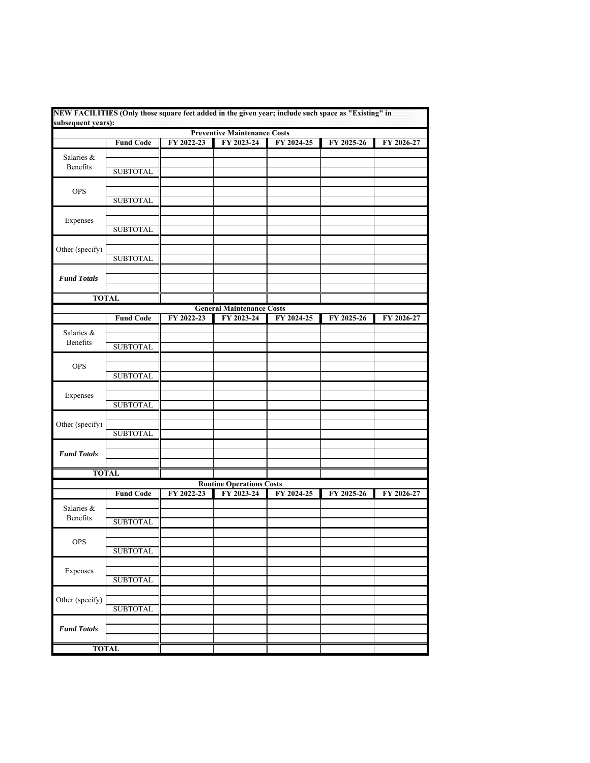**NEW FACILITIES (Only those square feet added in the given year; include such space as "Existing" in subsequent years):**

| Preventive Maintenance Costs | | | | | | |
|---|---|---|---|---|---|---|
| | **Fund Code** | **FY 2022-23** | **FY 2023-24** | **FY 2024-25** | **FY 2025-26** | **FY 2026-27** |
| Salaries & Benefits | | | | | | |
| | | | | | | |
| | SUBTOTAL | | | | | |
| OPS | | | | | | |
| | | | | | | |
| | SUBTOTAL | | | | | |
| Expenses | | | | | | |
| | | | | | | |
| | SUBTOTAL | | | | | |
| Other (specify) | | | | | | |
| | | | | | | |
| | SUBTOTAL | | | | | |
| ***Fund Totals*** | | | | | | |
| | | | | | | |
| | | | | | | |
| **TOTAL** | | | | | | |

| General Maintenance Costs | | | | | | |
|---|---|---|---|---|---|---|
| | **Fund Code** | **FY 2022-23** | **FY 2023-24** | **FY 2024-25** | **FY 2025-26** | **FY 2026-27** |
| Salaries & Benefits | | | | | | |
| | | | | | | |
| | SUBTOTAL | | | | | |
| OPS | | | | | | |
| | | | | | | |
| | SUBTOTAL | | | | | |
| Expenses | | | | | | |
| | | | | | | |
| | SUBTOTAL | | | | | |
| Other (specify) | | | | | | |
| | | | | | | |
| | SUBTOTAL | | | | | |
| ***Fund Totals*** | | | | | | |
| | | | | | | |
| | | | | | | |
| **TOTAL** | | | | | | |

| Routine Operations Costs | | | | | | |
|---|---|---|---|---|---|---|
| | **Fund Code** | **FY 2022-23** | **FY 2023-24** | **FY 2024-25** | **FY 2025-26** | **FY 2026-27** |
| Salaries & Benefits | | | | | | |
| | | | | | | |
| | SUBTOTAL | | | | | |
| OPS | | | | | | |
| | | | | | | |
| | SUBTOTAL | | | | | |
| Expenses | | | | | | |
| | | | | | | |
| | SUBTOTAL | | | | | |
| Other (specify) | | | | | | |
| | | | | | | |
| | SUBTOTAL | | | | | |
| ***Fund Totals*** | | | | | | |
| | | | | | | |
| | | | | | | |
| **TOTAL** | | | | | | |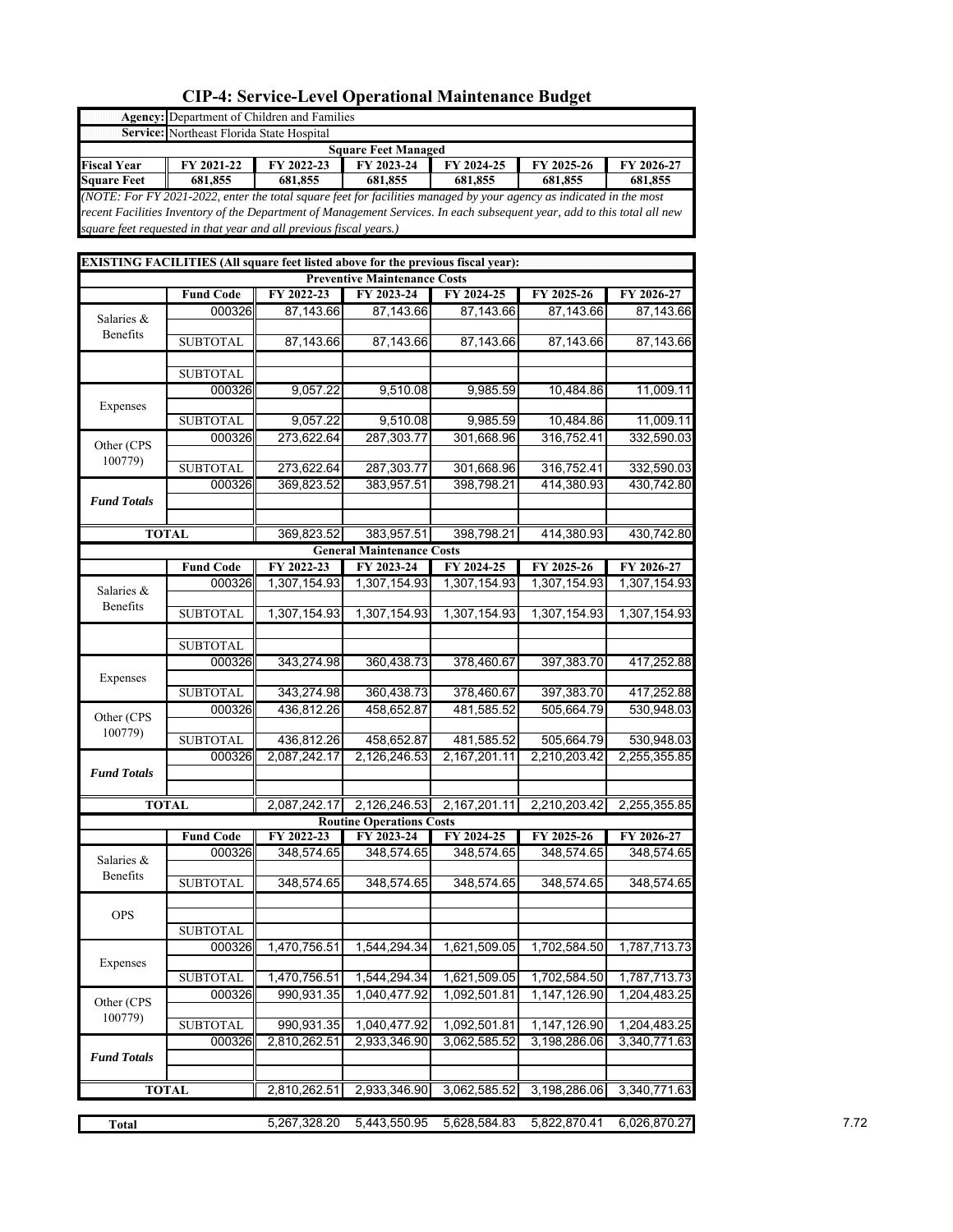# CIP-4: Service-Level Operational Maintenance Budget

| | |
|---|---|
| **Agency:** | Department of Children and Families |
| **Service:** | Northeast Florida State Hospital |

**Square Feet Managed**

| Fiscal Year | FY 2021-22 | FY 2022-23 | FY 2023-24 | FY 2024-25 | FY 2025-26 | FY 2026-27 |
|---|---|---|---|---|---|---|
| Square Feet | 681,855 | 681,855 | 681,855 | 681,855 | 681,855 | 681,855 |

*(NOTE: For FY 2021-2022, enter the total square feet for facilities managed by your agency as indicated in the most recent Facilities Inventory of the Department of Management Services. In each subsequent year, add to this total all new square feet requested in that year and all previous fiscal years.)*

**EXISTING FACILITIES (All square feet listed above for the previous fiscal year):**

**Preventive Maintenance Costs**

| | Fund Code | FY 2022-23 | FY 2023-24 | FY 2024-25 | FY 2025-26 | FY 2026-27 |
|---|---|---|---|---|---|---|
| Salaries & Benefits | 000326 | 87,143.66 | 87,143.66 | 87,143.66 | 87,143.66 | 87,143.66 |
| | SUBTOTAL | 87,143.66 | 87,143.66 | 87,143.66 | 87,143.66 | 87,143.66 |
| | | | | | | |
| | SUBTOTAL | | | | | |
| Expenses | 000326 | 9,057.22 | 9,510.08 | 9,985.59 | 10,484.86 | 11,009.11 |
| | SUBTOTAL | 9,057.22 | 9,510.08 | 9,985.59 | 10,484.86 | 11,009.11 |
| Other (CPS 100779) | 000326 | 273,622.64 | 287,303.77 | 301,668.96 | 316,752.41 | 332,590.03 |
| | SUBTOTAL | 273,622.64 | 287,303.77 | 301,668.96 | 316,752.41 | 332,590.03 |
| ***Fund Totals*** | 000326 | 369,823.52 | 383,957.51 | 398,798.21 | 414,380.93 | 430,742.80 |
| **TOTAL** | | 369,823.52 | 383,957.51 | 398,798.21 | 414,380.93 | 430,742.80 |

**General Maintenance Costs**

| | Fund Code | FY 2022-23 | FY 2023-24 | FY 2024-25 | FY 2025-26 | FY 2026-27 |
|---|---|---|---|---|---|---|
| Salaries & Benefits | 000326 | 1,307,154.93 | 1,307,154.93 | 1,307,154.93 | 1,307,154.93 | 1,307,154.93 |
| | SUBTOTAL | 1,307,154.93 | 1,307,154.93 | 1,307,154.93 | 1,307,154.93 | 1,307,154.93 |
| | | | | | | |
| | SUBTOTAL | | | | | |
| Expenses | 000326 | 343,274.98 | 360,438.73 | 378,460.67 | 397,383.70 | 417,252.88 |
| | SUBTOTAL | 343,274.98 | 360,438.73 | 378,460.67 | 397,383.70 | 417,252.88 |
| Other (CPS 100779) | 000326 | 436,812.26 | 458,652.87 | 481,585.52 | 505,664.79 | 530,948.03 |
| | SUBTOTAL | 436,812.26 | 458,652.87 | 481,585.52 | 505,664.79 | 530,948.03 |
| ***Fund Totals*** | 000326 | 2,087,242.17 | 2,126,246.53 | 2,167,201.11 | 2,210,203.42 | 2,255,355.85 |
| **TOTAL** | | 2,087,242.17 | 2,126,246.53 | 2,167,201.11 | 2,210,203.42 | 2,255,355.85 |

**Routine Operations Costs**

| | Fund Code | FY 2022-23 | FY 2023-24 | FY 2024-25 | FY 2025-26 | FY 2026-27 |
|---|---|---|---|---|---|---|
| Salaries & Benefits | 000326 | 348,574.65 | 348,574.65 | 348,574.65 | 348,574.65 | 348,574.65 |
| | SUBTOTAL | 348,574.65 | 348,574.65 | 348,574.65 | 348,574.65 | 348,574.65 |
| OPS | | | | | | |
| | SUBTOTAL | | | | | |
| Expenses | 000326 | 1,470,756.51 | 1,544,294.34 | 1,621,509.05 | 1,702,584.50 | 1,787,713.73 |
| | SUBTOTAL | 1,470,756.51 | 1,544,294.34 | 1,621,509.05 | 1,702,584.50 | 1,787,713.73 |
| Other (CPS 100779) | 000326 | 990,931.35 | 1,040,477.92 | 1,092,501.81 | 1,147,126.90 | 1,204,483.25 |
| | SUBTOTAL | 990,931.35 | 1,040,477.92 | 1,092,501.81 | 1,147,126.90 | 1,204,483.25 |
| ***Fund Totals*** | 000326 | 2,810,262.51 | 2,933,346.90 | 3,062,585.52 | 3,198,286.06 | 3,340,771.63 |
| **TOTAL** | | 2,810,262.51 | 2,933,346.90 | 3,062,585.52 | 3,198,286.06 | 3,340,771.63 |

| **Total** | | 5,267,328.20 | 5,443,550.95 | 5,628,584.83 | 5,822,870.41 | 6,026,870.27 |
|---|---|---|---|---|---|---|

7.72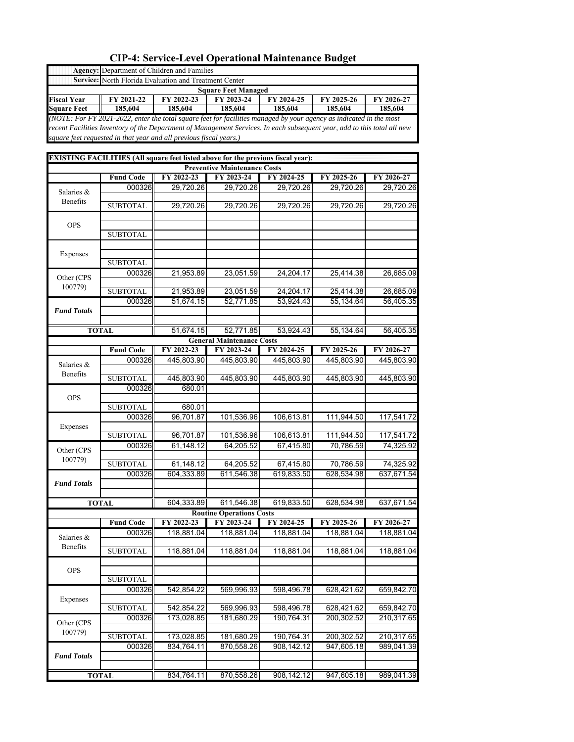# CIP-4: Service-Level Operational Maintenance Budget

| | |
|---|---|
| **Agency:** | Department of Children and Families |
| **Service:** | North Florida Evaluation and Treatment Center |

**Square Feet Managed**

| Fiscal Year | FY 2021-22 | FY 2022-23 | FY 2023-24 | FY 2024-25 | FY 2025-26 | FY 2026-27 |
|---|---|---|---|---|---|---|
| **Square Feet** | **185,604** | **185,604** | **185,604** | **185,604** | **185,604** | **185,604** |

*(NOTE: For FY 2021-2022, enter the total square feet for facilities managed by your agency as indicated in the most recent Facilities Inventory of the Department of Management Services. In each subsequent year, add to this total all new square feet requested in that year and all previous fiscal years.)*

**EXISTING FACILITIES (All square feet listed above for the previous fiscal year):**

**Preventive Maintenance Costs**

| | Fund Code | FY 2022-23 | FY 2023-24 | FY 2024-25 | FY 2025-26 | FY 2026-27 |
|---|---|---|---|---|---|---|
| Salaries & Benefits | 000326 | 29,720.26 | 29,720.26 | 29,720.26 | 29,720.26 | 29,720.26 |
| | | | | | | |
| | SUBTOTAL | 29,720.26 | 29,720.26 | 29,720.26 | 29,720.26 | 29,720.26 |
| OPS | | | | | | |
| | | | | | | |
| | SUBTOTAL | | | | | |
| Expenses | | | | | | |
| | | | | | | |
| | SUBTOTAL | | | | | |
| Other (CPS 100779) | 000326 | 21,953.89 | 23,051.59 | 24,204.17 | 25,414.38 | 26,685.09 |
| | | | | | | |
| | SUBTOTAL | 21,953.89 | 23,051.59 | 24,204.17 | 25,414.38 | 26,685.09 |
| ***Fund Totals*** | 000326 | 51,674.15 | 52,771.85 | 53,924.43 | 55,134.64 | 56,405.35 |
| | | | | | | |
| | | | | | | |
| **TOTAL** | | 51,674.15 | 52,771.85 | 53,924.43 | 55,134.64 | 56,405.35 |

**General Maintenance Costs**

| | Fund Code | FY 2022-23 | FY 2023-24 | FY 2024-25 | FY 2025-26 | FY 2026-27 |
|---|---|---|---|---|---|---|
| Salaries & Benefits | 000326 | 445,803.90 | 445,803.90 | 445,803.90 | 445,803.90 | 445,803.90 |
| | | | | | | |
| | SUBTOTAL | 445,803.90 | 445,803.90 | 445,803.90 | 445,803.90 | 445,803.90 |
| OPS | 000326 | 680.01 | | | | |
| | | | | | | |
| | SUBTOTAL | 680.01 | | | | |
| Expenses | 000326 | 96,701.87 | 101,536.96 | 106,613.81 | 111,944.50 | 117,541.72 |
| | | | | | | |
| | SUBTOTAL | 96,701.87 | 101,536.96 | 106,613.81 | 111,944.50 | 117,541.72 |
| Other (CPS 100779) | 000326 | 61,148.12 | 64,205.52 | 67,415.80 | 70,786.59 | 74,325.92 |
| | | | | | | |
| | SUBTOTAL | 61,148.12 | 64,205.52 | 67,415.80 | 70,786.59 | 74,325.92 |
| ***Fund Totals*** | 000326 | 604,333.89 | 611,546.38 | 619,833.50 | 628,534.98 | 637,671.54 |
| | | | | | | |
| | | | | | | |
| **TOTAL** | | 604,333.89 | 611,546.38 | 619,833.50 | 628,534.98 | 637,671.54 |

**Routine Operations Costs**

| | Fund Code | FY 2022-23 | FY 2023-24 | FY 2024-25 | FY 2025-26 | FY 2026-27 |
|---|---|---|---|---|---|---|
| Salaries & Benefits | 000326 | 118,881.04 | 118,881.04 | 118,881.04 | 118,881.04 | 118,881.04 |
| | | | | | | |
| | SUBTOTAL | 118,881.04 | 118,881.04 | 118,881.04 | 118,881.04 | 118,881.04 |
| OPS | | | | | | |
| | | | | | | |
| | SUBTOTAL | | | | | |
| Expenses | 000326 | 542,854.22 | 569,996.93 | 598,496.78 | 628,421.62 | 659,842.70 |
| | | | | | | |
| | SUBTOTAL | 542,854.22 | 569,996.93 | 598,496.78 | 628,421.62 | 659,842.70 |
| Other (CPS 100779) | 000326 | 173,028.85 | 181,680.29 | 190,764.31 | 200,302.52 | 210,317.65 |
| | | | | | | |
| | SUBTOTAL | 173,028.85 | 181,680.29 | 190,764.31 | 200,302.52 | 210,317.65 |
| ***Fund Totals*** | 000326 | 834,764.11 | 870,558.26 | 908,142.12 | 947,605.18 | 989,041.39 |
| | | | | | | |
| | | | | | | |
| **TOTAL** | | 834,764.11 | 870,558.26 | 908,142.12 | 947,605.18 | 989,041.39 |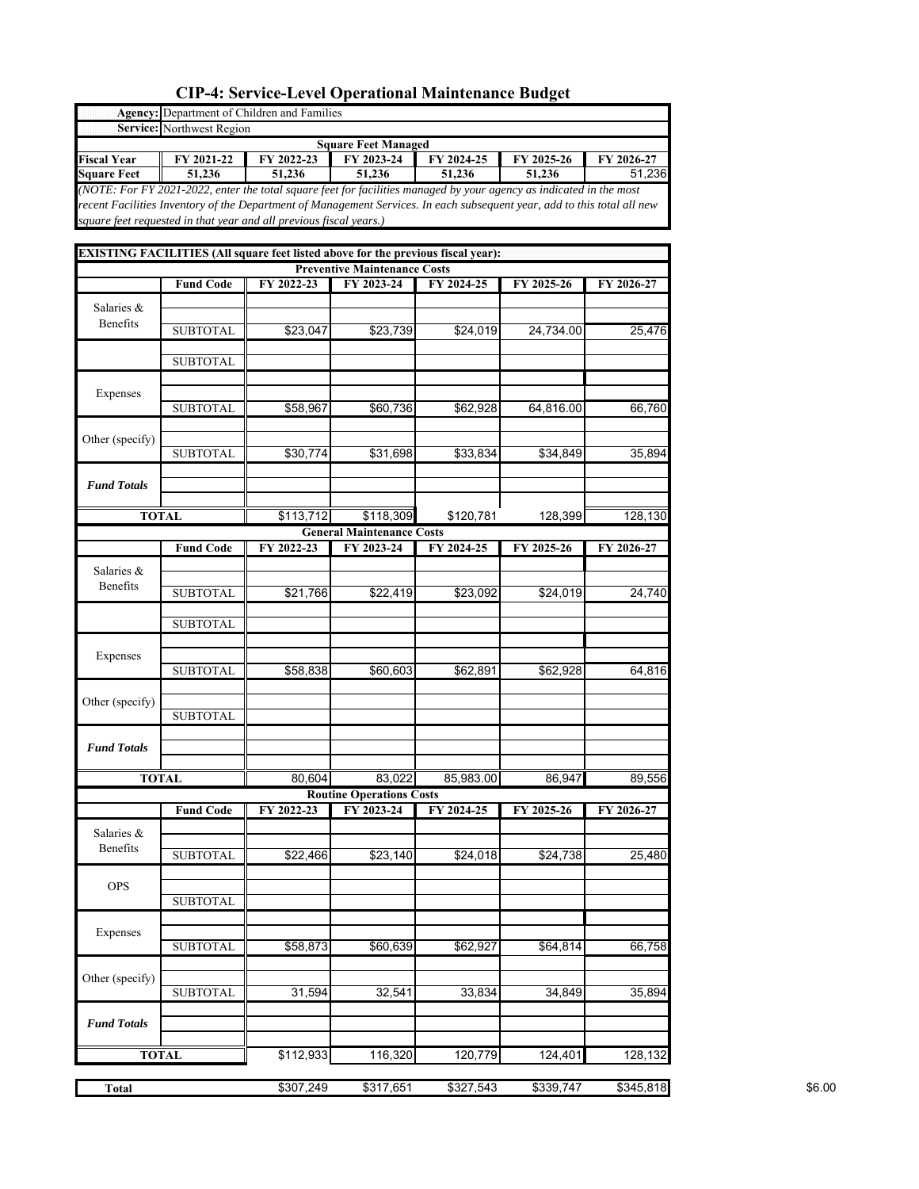# CIP-4: Service-Level Operational Maintenance Budget

| **Agency:** | Department of Children and Families | | | | |
|---|---|---|---|---|---|
| **Service:** | Northwest Region | | | | |

**Square Feet Managed**

| Fiscal Year | FY 2021-22 | FY 2022-23 | FY 2023-24 | FY 2024-25 | FY 2025-26 | FY 2026-27 |
|---|---|---|---|---|---|---|
| Square Feet | 51,236 | 51,236 | 51,236 | 51,236 | 51,236 | 51,236 |

*(NOTE: For FY 2021-2022, enter the total square feet for facilities managed by your agency as indicated in the most recent Facilities Inventory of the Department of Management Services. In each subsequent year, add to this total all new square feet requested in that year and all previous fiscal years.)*

**EXISTING FACILITIES (All square feet listed above for the previous fiscal year):**

**Preventive Maintenance Costs**

| | Fund Code | FY 2022-23 | FY 2023-24 | FY 2024-25 | FY 2025-26 | FY 2026-27 |
|---|---|---|---|---|---|---|
| Salaries & Benefits | | | | | | |
| | SUBTOTAL | $23,047 | $23,739 | $24,019 | 24,734.00 | 25,476 |
| | | | | | | |
| | SUBTOTAL | | | | | |
| Expenses | | | | | | |
| | SUBTOTAL | $58,967 | $60,736 | $62,928 | 64,816.00 | 66,760 |
| Other (specify) | | | | | | |
| | SUBTOTAL | $30,774 | $31,698 | $33,834 | $34,849 | 35,894 |
| *Fund Totals* | | | | | | |
| **TOTAL** | | $113,712 | $118,309 | $120,781 | 128,399 | 128,130 |

**General Maintenance Costs**

| | Fund Code | FY 2022-23 | FY 2023-24 | FY 2024-25 | FY 2025-26 | FY 2026-27 |
|---|---|---|---|---|---|---|
| Salaries & Benefits | | | | | | |
| | SUBTOTAL | $21,766 | $22,419 | $23,092 | $24,019 | 24,740 |
| | | | | | | |
| | SUBTOTAL | | | | | |
| Expenses | | | | | | |
| | SUBTOTAL | $58,838 | $60,603 | $62,891 | $62,928 | 64,816 |
| Other (specify) | | | | | | |
| | SUBTOTAL | | | | | |
| *Fund Totals* | | | | | | |
| **TOTAL** | | 80,604 | 83,022 | 85,983.00 | 86,947 | 89,556 |

**Routine Operations Costs**

| | Fund Code | FY 2022-23 | FY 2023-24 | FY 2024-25 | FY 2025-26 | FY 2026-27 |
|---|---|---|---|---|---|---|
| Salaries & Benefits | | | | | | |
| | SUBTOTAL | $22,466 | $23,140 | $24,018 | $24,738 | 25,480 |
| OPS | | | | | | |
| | SUBTOTAL | | | | | |
| Expenses | | | | | | |
| | SUBTOTAL | $58,873 | $60,639 | $62,927 | $64,814 | 66,758 |
| Other (specify) | | | | | | |
| | SUBTOTAL | 31,594 | 32,541 | 33,834 | 34,849 | 35,894 |
| *Fund Totals* | | | | | | |
| **TOTAL** | | $112,933 | 116,320 | 120,779 | 124,401 | 128,132 |

| **Total** | | $307,249 | $317,651 | $327,543 | $339,747 | $345,818 |
|---|---|---|---|---|---|---|

$6.00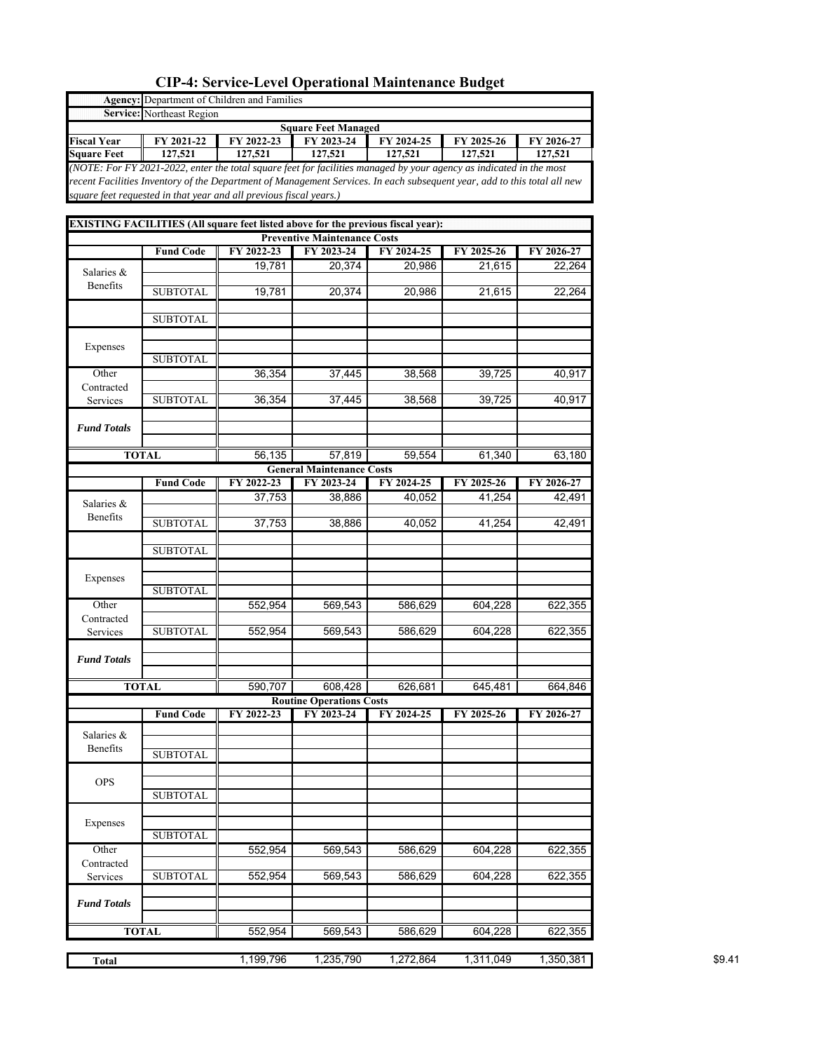# CIP-4: Service-Level Operational Maintenance Budget

| | |
|---|---|
| **Agency:** | Department of Children and Families |
| **Service:** | Northeast Region |

**Square Feet Managed**

| Fiscal Year | FY 2021-22 | FY 2022-23 | FY 2023-24 | FY 2024-25 | FY 2025-26 | FY 2026-27 |
|---|---|---|---|---|---|---|
| **Square Feet** | 127,521 | 127,521 | 127,521 | 127,521 | 127,521 | 127,521 |

*(NOTE: For FY 2021-2022, enter the total square feet for facilities managed by your agency as indicated in the most recent Facilities Inventory of the Department of Management Services. In each subsequent year, add to this total all new square feet requested in that year and all previous fiscal years.)*

**EXISTING FACILITIES (All square feet listed above for the previous fiscal year):**

**Preventive Maintenance Costs**

| | Fund Code | FY 2022-23 | FY 2023-24 | FY 2024-25 | FY 2025-26 | FY 2026-27 |
|---|---|---|---|---|---|---|
| Salaries & Benefits | | 19,781 | 20,374 | 20,986 | 21,615 | 22,264 |
| | | | | | | |
| | SUBTOTAL | 19,781 | 20,374 | 20,986 | 21,615 | 22,264 |
| | | | | | | |
| | SUBTOTAL | | | | | |
| Expenses | | | | | | |
| | | | | | | |
| | SUBTOTAL | | | | | |
| Other Contracted Services | | 36,354 | 37,445 | 38,568 | 39,725 | 40,917 |
| | | | | | | |
| | SUBTOTAL | 36,354 | 37,445 | 38,568 | 39,725 | 40,917 |
| *Fund Totals* | | | | | | |
| | | | | | | |
| | | | | | | |
| **TOTAL** | | 56,135 | 57,819 | 59,554 | 61,340 | 63,180 |

**General Maintenance Costs**

| | Fund Code | FY 2022-23 | FY 2023-24 | FY 2024-25 | FY 2025-26 | FY 2026-27 |
|---|---|---|---|---|---|---|
| Salaries & Benefits | | 37,753 | 38,886 | 40,052 | 41,254 | 42,491 |
| | | | | | | |
| | SUBTOTAL | 37,753 | 38,886 | 40,052 | 41,254 | 42,491 |
| | | | | | | |
| | SUBTOTAL | | | | | |
| Expenses | | | | | | |
| | | | | | | |
| | SUBTOTAL | | | | | |
| Other Contracted Services | | 552,954 | 569,543 | 586,629 | 604,228 | 622,355 |
| | | | | | | |
| | SUBTOTAL | 552,954 | 569,543 | 586,629 | 604,228 | 622,355 |
| *Fund Totals* | | | | | | |
| | | | | | | |
| | | | | | | |
| **TOTAL** | | 590,707 | 608,428 | 626,681 | 645,481 | 664,846 |

**Routine Operations Costs**

| | Fund Code | FY 2022-23 | FY 2023-24 | FY 2024-25 | FY 2025-26 | FY 2026-27 |
|---|---|---|---|---|---|---|
| Salaries & Benefits | | | | | | |
| | | | | | | |
| | SUBTOTAL | | | | | |
| OPS | | | | | | |
| | | | | | | |
| | SUBTOTAL | | | | | |
| Expenses | | | | | | |
| | | | | | | |
| | SUBTOTAL | | | | | |
| Other Contracted Services | | 552,954 | 569,543 | 586,629 | 604,228 | 622,355 |
| | | | | | | |
| | SUBTOTAL | 552,954 | 569,543 | 586,629 | 604,228 | 622,355 |
| *Fund Totals* | | | | | | |
| | | | | | | |
| | | | | | | |
| **TOTAL** | | 552,954 | 569,543 | 586,629 | 604,228 | 622,355 |

| | | FY 2022-23 | FY 2023-24 | FY 2024-25 | FY 2025-26 | FY 2026-27 | |
|---|---|---|---|---|---|---|---|
| **Total** | | 1,199,796 | 1,235,790 | 1,272,864 | 1,311,049 | 1,350,381 | $9.41 |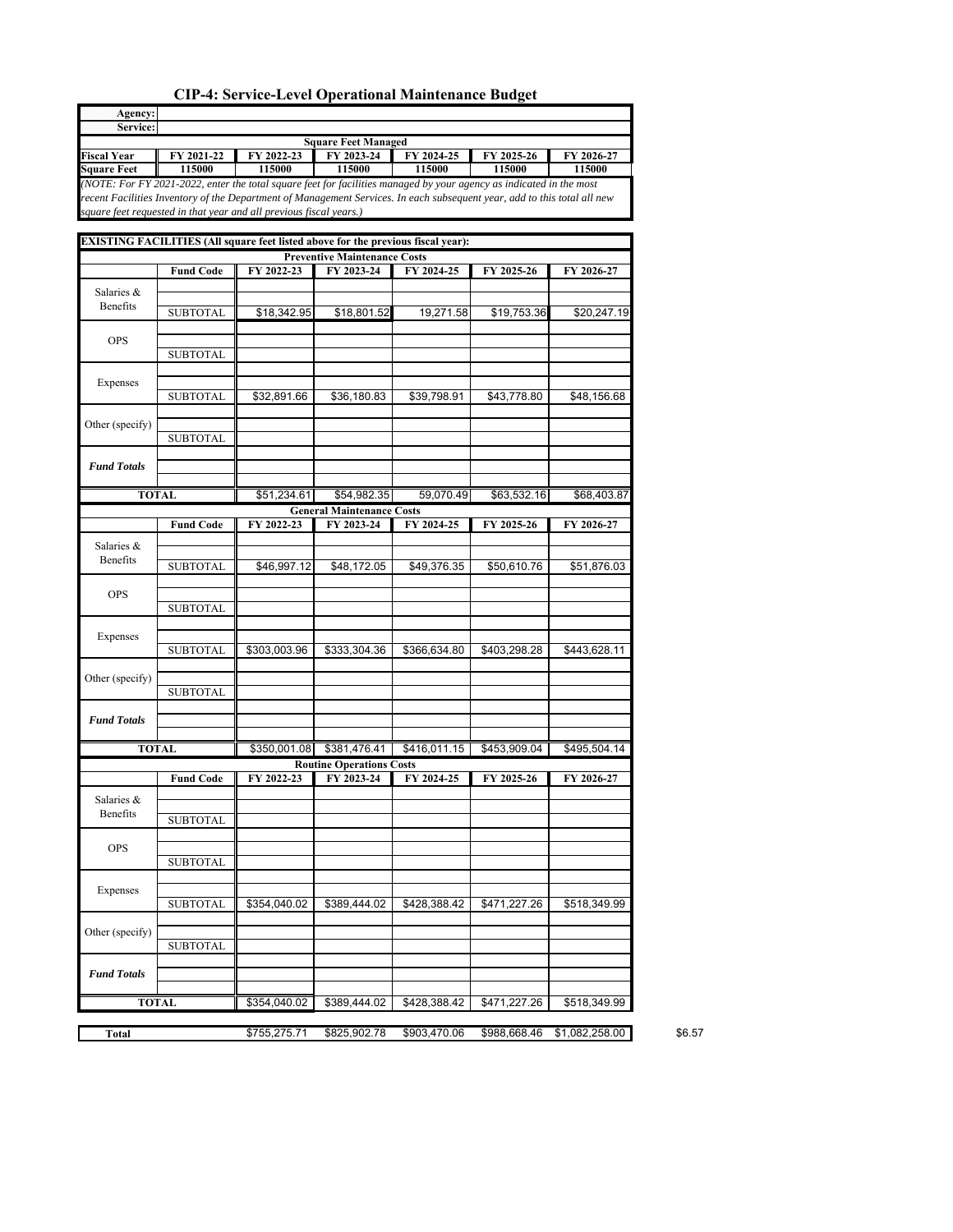# CIP-4: Service-Level Operational Maintenance Budget

| Agency: | | | | | | |
|---|---|---|---|---|---|---|
| Service: | | | | | | |
| | | | Square Feet Managed | | | |
| Fiscal Year | FY 2021-22 | FY 2022-23 | FY 2023-24 | FY 2024-25 | FY 2025-26 | FY 2026-27 |
| Square Feet | 115000 | 115000 | 115000 | 115000 | 115000 | 115000 |

*(NOTE: For FY 2021-2022, enter the total square feet for facilities managed by your agency as indicated in the most recent Facilities Inventory of the Department of Management Services. In each subsequent year, add to this total all new square feet requested in that year and all previous fiscal years.)*

**EXISTING FACILITIES (All square feet listed above for the previous fiscal year):**

**Preventive Maintenance Costs**

| | Fund Code | FY 2022-23 | FY 2023-24 | FY 2024-25 | FY 2025-26 | FY 2026-27 |
|---|---|---|---|---|---|---|
| Salaries & Benefits | | | | | | |
| | SUBTOTAL | $18,342.95 | $18,801.52 | 19,271.58 | $19,753.36 | $20,247.19 |
| OPS | | | | | | |
| | SUBTOTAL | | | | | |
| Expenses | | | | | | |
| | SUBTOTAL | $32,891.66 | $36,180.83 | $39,798.91 | $43,778.80 | $48,156.68 |
| Other (specify) | | | | | | |
| | SUBTOTAL | | | | | |
| *Fund Totals* | | | | | | |
| TOTAL | | $51,234.61 | $54,982.35 | 59,070.49 | $63,532.16 | $68,403.87 |

**General Maintenance Costs**

| | Fund Code | FY 2022-23 | FY 2023-24 | FY 2024-25 | FY 2025-26 | FY 2026-27 |
|---|---|---|---|---|---|---|
| Salaries & Benefits | | | | | | |
| | SUBTOTAL | $46,997.12 | $48,172.05 | $49,376.35 | $50,610.76 | $51,876.03 |
| OPS | | | | | | |
| | SUBTOTAL | | | | | |
| Expenses | | | | | | |
| | SUBTOTAL | $303,003.96 | $333,304.36 | $366,634.80 | $403,298.28 | $443,628.11 |
| Other (specify) | | | | | | |
| | SUBTOTAL | | | | | |
| *Fund Totals* | | | | | | |
| TOTAL | | $350,001.08 | $381,476.41 | $416,011.15 | $453,909.04 | $495,504.14 |

**Routine Operations Costs**

| | Fund Code | FY 2022-23 | FY 2023-24 | FY 2024-25 | FY 2025-26 | FY 2026-27 |
|---|---|---|---|---|---|---|
| Salaries & Benefits | | | | | | |
| | SUBTOTAL | | | | | |
| OPS | | | | | | |
| | SUBTOTAL | | | | | |
| Expenses | | | | | | |
| | SUBTOTAL | $354,040.02 | $389,444.02 | $428,388.42 | $471,227.26 | $518,349.99 |
| Other (specify) | | | | | | |
| | SUBTOTAL | | | | | |
| *Fund Totals* | | | | | | |
| TOTAL | | $354,040.02 | $389,444.02 | $428,388.42 | $471,227.26 | $518,349.99 |

| Total | | $755,275.71 | $825,902.78 | $903,470.06 | $988,668.46 | $1,082,258.00 | $6.57 |
|---|---|---|---|---|---|---|---|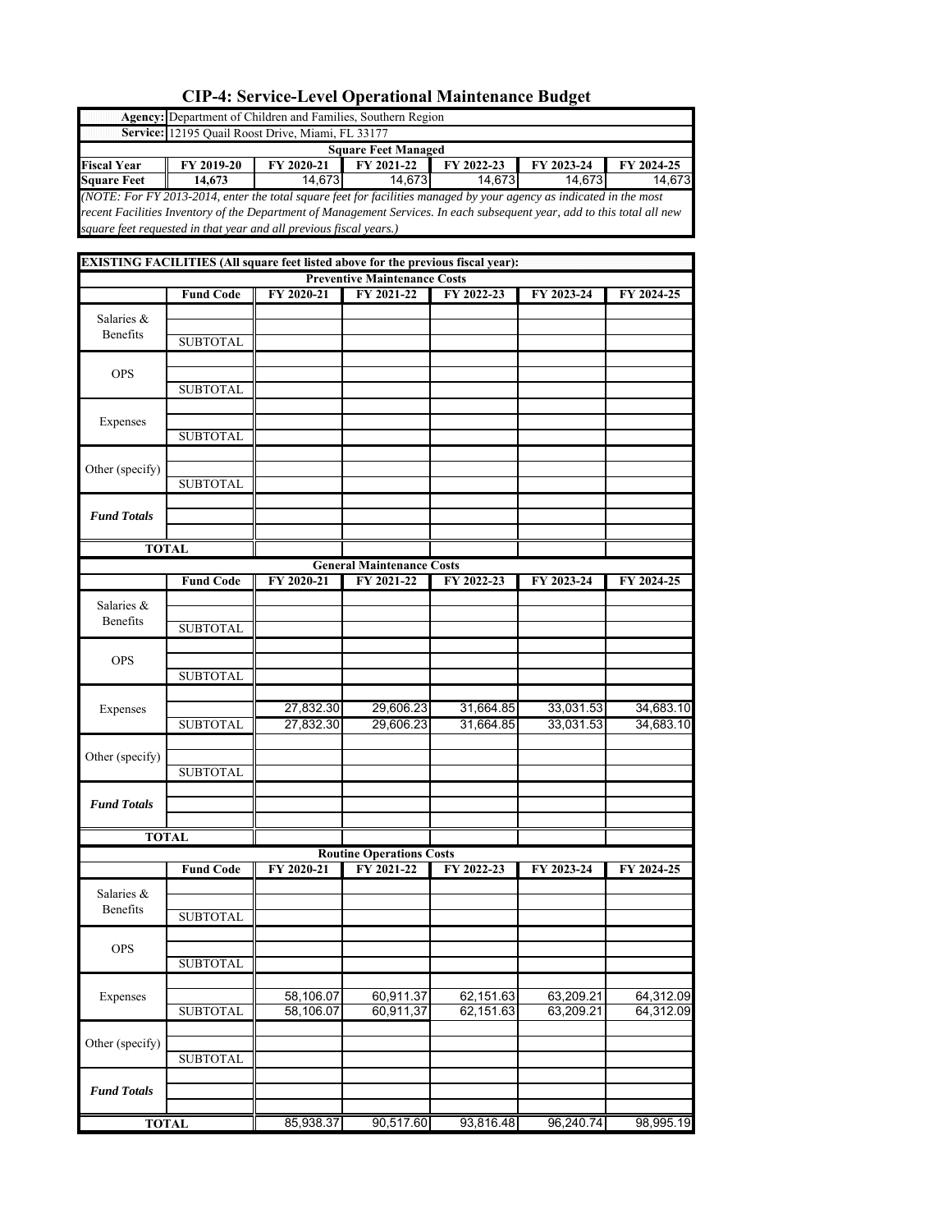# CIP-4: Service-Level Operational Maintenance Budget

| | |
|---|---|
| **Agency:** | Department of Children and Families, Southern Region |
| **Service:** | 12195 Quail Roost Drive, Miami, FL 33177 |

**Square Feet Managed**

| Fiscal Year | FY 2019-20 | FY 2020-21 | FY 2021-22 | FY 2022-23 | FY 2023-24 | FY 2024-25 |
|---|---|---|---|---|---|---|
| Square Feet | 14,673 | 14,673 | 14,673 | 14,673 | 14,673 | 14,673 |

*(NOTE: For FY 2013-2014, enter the total square feet for facilities managed by your agency as indicated in the most recent Facilities Inventory of the Department of Management Services. In each subsequent year, add to this total all new square feet requested in that year and all previous fiscal years.)*

**EXISTING FACILITIES (All square feet listed above for the previous fiscal year):**

**Preventive Maintenance Costs**

| | Fund Code | FY 2020-21 | FY 2021-22 | FY 2022-23 | FY 2023-24 | FY 2024-25 |
|---|---|---|---|---|---|---|
| Salaries & Benefits | | | | | | |
| | | | | | | |
| | SUBTOTAL | | | | | |
| OPS | | | | | | |
| | | | | | | |
| | SUBTOTAL | | | | | |
| Expenses | | | | | | |
| | | | | | | |
| | SUBTOTAL | | | | | |
| Other (specify) | | | | | | |
| | | | | | | |
| | SUBTOTAL | | | | | |
| *Fund Totals* | | | | | | |
| | | | | | | |
| | | | | | | |
| TOTAL | | | | | | |

**General Maintenance Costs**

| | Fund Code | FY 2020-21 | FY 2021-22 | FY 2022-23 | FY 2023-24 | FY 2024-25 |
|---|---|---|---|---|---|---|
| Salaries & Benefits | | | | | | |
| | | | | | | |
| | SUBTOTAL | | | | | |
| OPS | | | | | | |
| | | | | | | |
| | SUBTOTAL | | | | | |
| Expenses | | | | | | |
| | | 27,832.30 | 29,606.23 | 31,664.85 | 33,031.53 | 34,683.10 |
| | SUBTOTAL | 27,832.30 | 29,606.23 | 31,664.85 | 33,031.53 | 34,683.10 |
| Other (specify) | | | | | | |
| | | | | | | |
| | SUBTOTAL | | | | | |
| *Fund Totals* | | | | | | |
| | | | | | | |
| | | | | | | |
| TOTAL | | | | | | |

**Routine Operations Costs**

| | Fund Code | FY 2020-21 | FY 2021-22 | FY 2022-23 | FY 2023-24 | FY 2024-25 |
|---|---|---|---|---|---|---|
| Salaries & Benefits | | | | | | |
| | | | | | | |
| | SUBTOTAL | | | | | |
| OPS | | | | | | |
| | | | | | | |
| | SUBTOTAL | | | | | |
| Expenses | | | | | | |
| | | 58,106.07 | 60,911.37 | 62,151.63 | 63,209.21 | 64,312.09 |
| | SUBTOTAL | 58,106.07 | 60,911,37 | 62,151.63 | 63,209.21 | 64,312.09 |
| Other (specify) | | | | | | |
| | | | | | | |
| | SUBTOTAL | | | | | |
| *Fund Totals* | | | | | | |
| | | | | | | |
| | | | | | | |
| TOTAL | | 85,938.37 | 90,517.60 | 93,816.48 | 96,240.74 | 98,995.19 |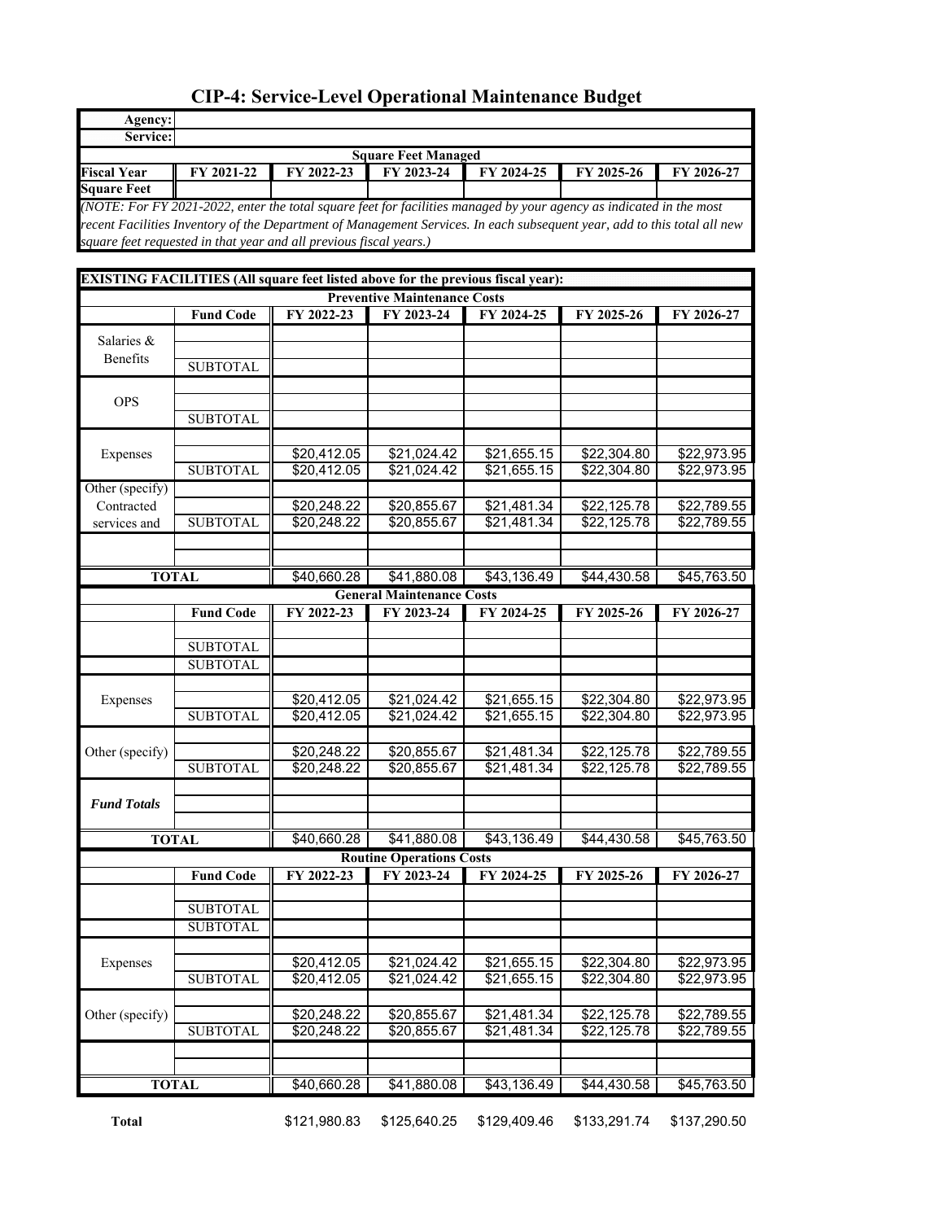# CIP-4: Service-Level Operational Maintenance Budget

| | |
|---|---|
| **Agency:** | |
| **Service:** | |

| Square Feet Managed | | | | | | |
|---|---|---|---|---|---|---|
| **Fiscal Year** | **FY 2021-22** | **FY 2022-23** | **FY 2023-24** | **FY 2024-25** | **FY 2025-26** | **FY 2026-27** |
| **Square Feet** | | | | | | |

*(NOTE: For FY 2021-2022, enter the total square feet for facilities managed by your agency as indicated in the most recent Facilities Inventory of the Department of Management Services. In each subsequent year, add to this total all new square feet requested in that year and all previous fiscal years.)*

**EXISTING FACILITIES (All square feet listed above for the previous fiscal year):**

**Preventive Maintenance Costs**

| | Fund Code | FY 2022-23 | FY 2023-24 | FY 2024-25 | FY 2025-26 | FY 2026-27 |
|---|---|---|---|---|---|---|
| Salaries & Benefits | | | | | | |
| | | | | | | |
| | SUBTOTAL | | | | | |
| OPS | | | | | | |
| | | | | | | |
| | SUBTOTAL | | | | | |
| Expenses | | | | | | |
| | | $20,412.05 | $21,024.42 | $21,655.15 | $22,304.80 | $22,973.95 |
| | SUBTOTAL | $20,412.05 | $21,024.42 | $21,655.15 | $22,304.80 | $22,973.95 |
| Other (specify) | | | | | | |
| Contracted | | $20,248.22 | $20,855.67 | $21,481.34 | $22,125.78 | $22,789.55 |
| services and | SUBTOTAL | $20,248.22 | $20,855.67 | $21,481.34 | $22,125.78 | $22,789.55 |
| | | | | | | |
| | | | | | | |
| **TOTAL** | | $40,660.28 | $41,880.08 | $43,136.49 | $44,430.58 | $45,763.50 |

**General Maintenance Costs**

| | Fund Code | FY 2022-23 | FY 2023-24 | FY 2024-25 | FY 2025-26 | FY 2026-27 |
|---|---|---|---|---|---|---|
| | | | | | | |
| | SUBTOTAL | | | | | |
| | SUBTOTAL | | | | | |
| Expenses | | | | | | |
| | | $20,412.05 | $21,024.42 | $21,655.15 | $22,304.80 | $22,973.95 |
| | SUBTOTAL | $20,412.05 | $21,024.42 | $21,655.15 | $22,304.80 | $22,973.95 |
| Other (specify) | | | | | | |
| | | $20,248.22 | $20,855.67 | $21,481.34 | $22,125.78 | $22,789.55 |
| | SUBTOTAL | $20,248.22 | $20,855.67 | $21,481.34 | $22,125.78 | $22,789.55 |
| ***Fund Totals*** | | | | | | |
| | | | | | | |
| | | | | | | |
| **TOTAL** | | $40,660.28 | $41,880.08 | $43,136.49 | $44,430.58 | $45,763.50 |

**Routine Operations Costs**

| | Fund Code | FY 2022-23 | FY 2023-24 | FY 2024-25 | FY 2025-26 | FY 2026-27 |
|---|---|---|---|---|---|---|
| | | | | | | |
| | SUBTOTAL | | | | | |
| | SUBTOTAL | | | | | |
| Expenses | | | | | | |
| | | $20,412.05 | $21,024.42 | $21,655.15 | $22,304.80 | $22,973.95 |
| | SUBTOTAL | $20,412.05 | $21,024.42 | $21,655.15 | $22,304.80 | $22,973.95 |
| Other (specify) | | | | | | |
| | | $20,248.22 | $20,855.67 | $21,481.34 | $22,125.78 | $22,789.55 |
| | SUBTOTAL | $20,248.22 | $20,855.67 | $21,481.34 | $22,125.78 | $22,789.55 |
| | | | | | | |
| | | | | | | |
| **TOTAL** | | $40,660.28 | $41,880.08 | $43,136.49 | $44,430.58 | $45,763.50 |

| | | | | | | |
|---|---|---|---|---|---|---|
| **Total** | | $121,980.83 | $125,640.25 | $129,409.46 | $133,291.74 | $137,290.50 |